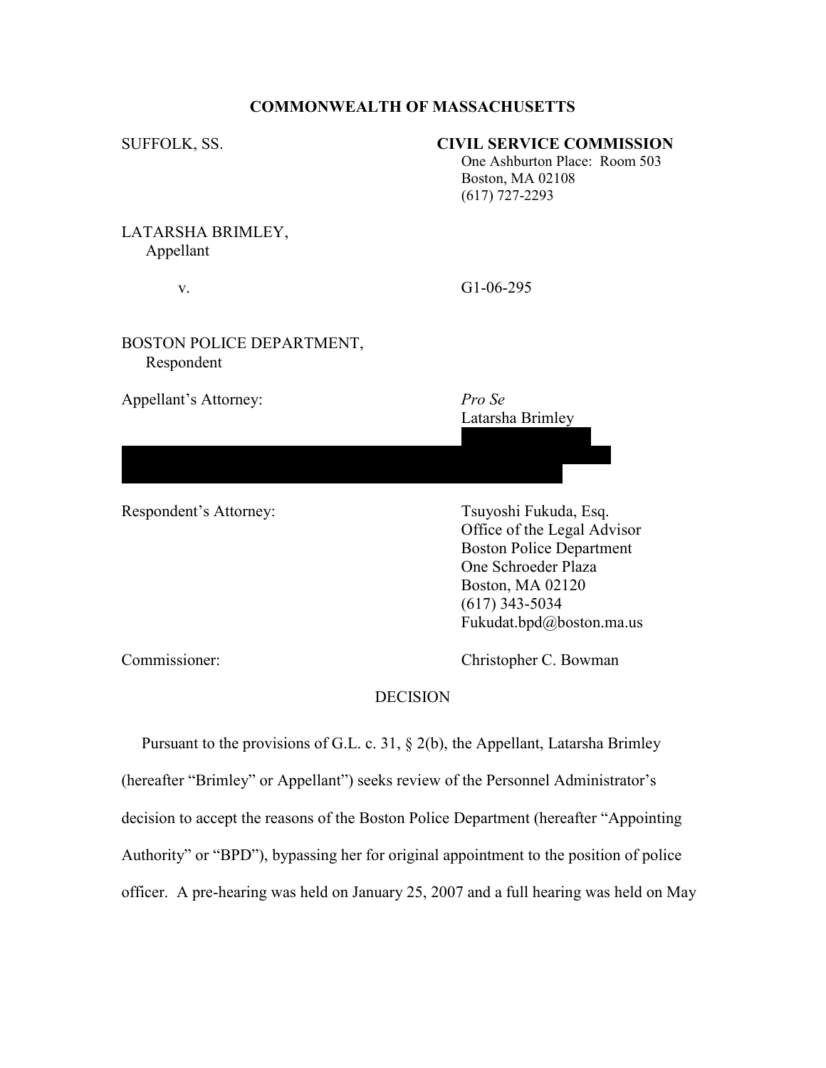**COMMONWEALTH OF MASSACHUSETTS**

SUFFOLK, SS.

**CIVIL SERVICE COMMISSION**
One Ashburton Place: Room 503
Boston, MA 02108
(617) 727-2293

LATARSHA BRIMLEY,
Appellant

v.

G1-06-295

BOSTON POLICE DEPARTMENT,
Respondent

Appellant's Attorney:

*Pro Se*
Latarsha Brimley

Respondent's Attorney:

Tsuyoshi Fukuda, Esq.
Office of the Legal Advisor
Boston Police Department
One Schroeder Plaza
Boston, MA 02120
(617) 343-5034
Fukudat.bpd@boston.ma.us

Commissioner:

Christopher C. Bowman

DECISION

Pursuant to the provisions of G.L. c. 31, § 2(b), the Appellant, Latarsha Brimley (hereafter "Brimley" or Appellant") seeks review of the Personnel Administrator's decision to accept the reasons of the Boston Police Department (hereafter "Appointing Authority" or "BPD"), bypassing her for original appointment to the position of police officer. A pre-hearing was held on January 25, 2007 and a full hearing was held on May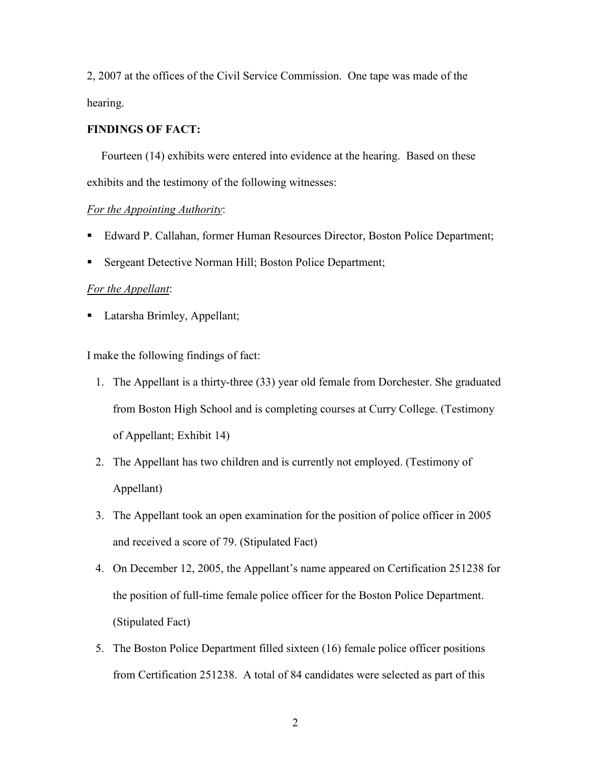2, 2007 at the offices of the Civil Service Commission. One tape was made of the hearing.

**FINDINGS OF FACT:**

Fourteen (14) exhibits were entered into evidence at the hearing. Based on these exhibits and the testimony of the following witnesses:

*For the Appointing Authority*:

- Edward P. Callahan, former Human Resources Director, Boston Police Department;
- Sergeant Detective Norman Hill; Boston Police Department;

*For the Appellant*:

- Latarsha Brimley, Appellant;

I make the following findings of fact:

1. The Appellant is a thirty-three (33) year old female from Dorchester. She graduated from Boston High School and is completing courses at Curry College. (Testimony of Appellant; Exhibit 14)
2. The Appellant has two children and is currently not employed. (Testimony of Appellant)
3. The Appellant took an open examination for the position of police officer in 2005 and received a score of 79. (Stipulated Fact)
4. On December 12, 2005, the Appellant's name appeared on Certification 251238 for the position of full-time female police officer for the Boston Police Department. (Stipulated Fact)
5. The Boston Police Department filled sixteen (16) female police officer positions from Certification 251238. A total of 84 candidates were selected as part of this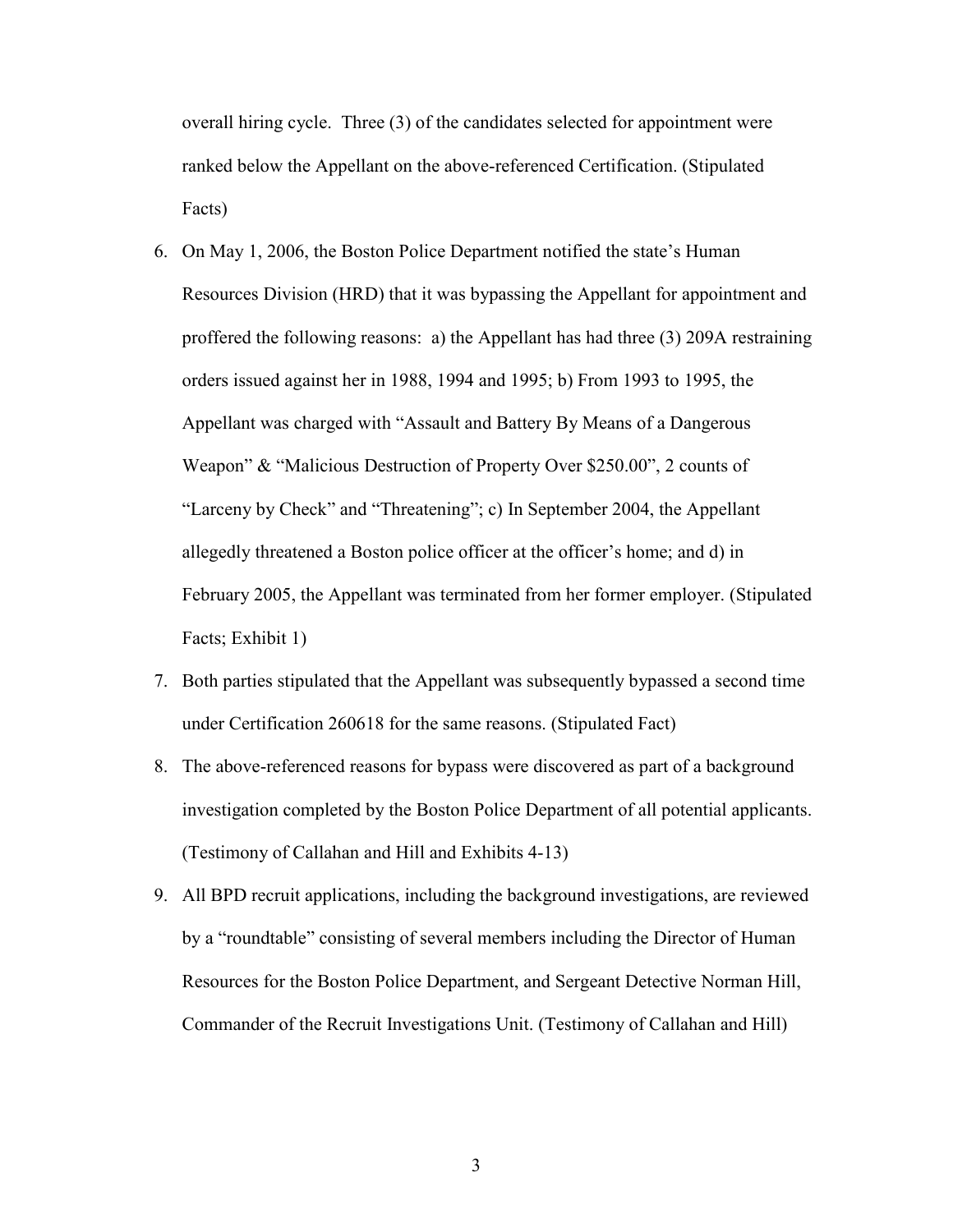overall hiring cycle. Three (3) of the candidates selected for appointment were ranked below the Appellant on the above-referenced Certification. (Stipulated Facts)

6. On May 1, 2006, the Boston Police Department notified the state's Human Resources Division (HRD) that it was bypassing the Appellant for appointment and proffered the following reasons: a) the Appellant has had three (3) 209A restraining orders issued against her in 1988, 1994 and 1995; b) From 1993 to 1995, the Appellant was charged with "Assault and Battery By Means of a Dangerous Weapon" & "Malicious Destruction of Property Over $250.00", 2 counts of "Larceny by Check" and "Threatening"; c) In September 2004, the Appellant allegedly threatened a Boston police officer at the officer's home; and d) in February 2005, the Appellant was terminated from her former employer. (Stipulated Facts; Exhibit 1)
7. Both parties stipulated that the Appellant was subsequently bypassed a second time under Certification 260618 for the same reasons. (Stipulated Fact)
8. The above-referenced reasons for bypass were discovered as part of a background investigation completed by the Boston Police Department of all potential applicants. (Testimony of Callahan and Hill and Exhibits 4-13)
9. All BPD recruit applications, including the background investigations, are reviewed by a "roundtable" consisting of several members including the Director of Human Resources for the Boston Police Department, and Sergeant Detective Norman Hill, Commander of the Recruit Investigations Unit. (Testimony of Callahan and Hill)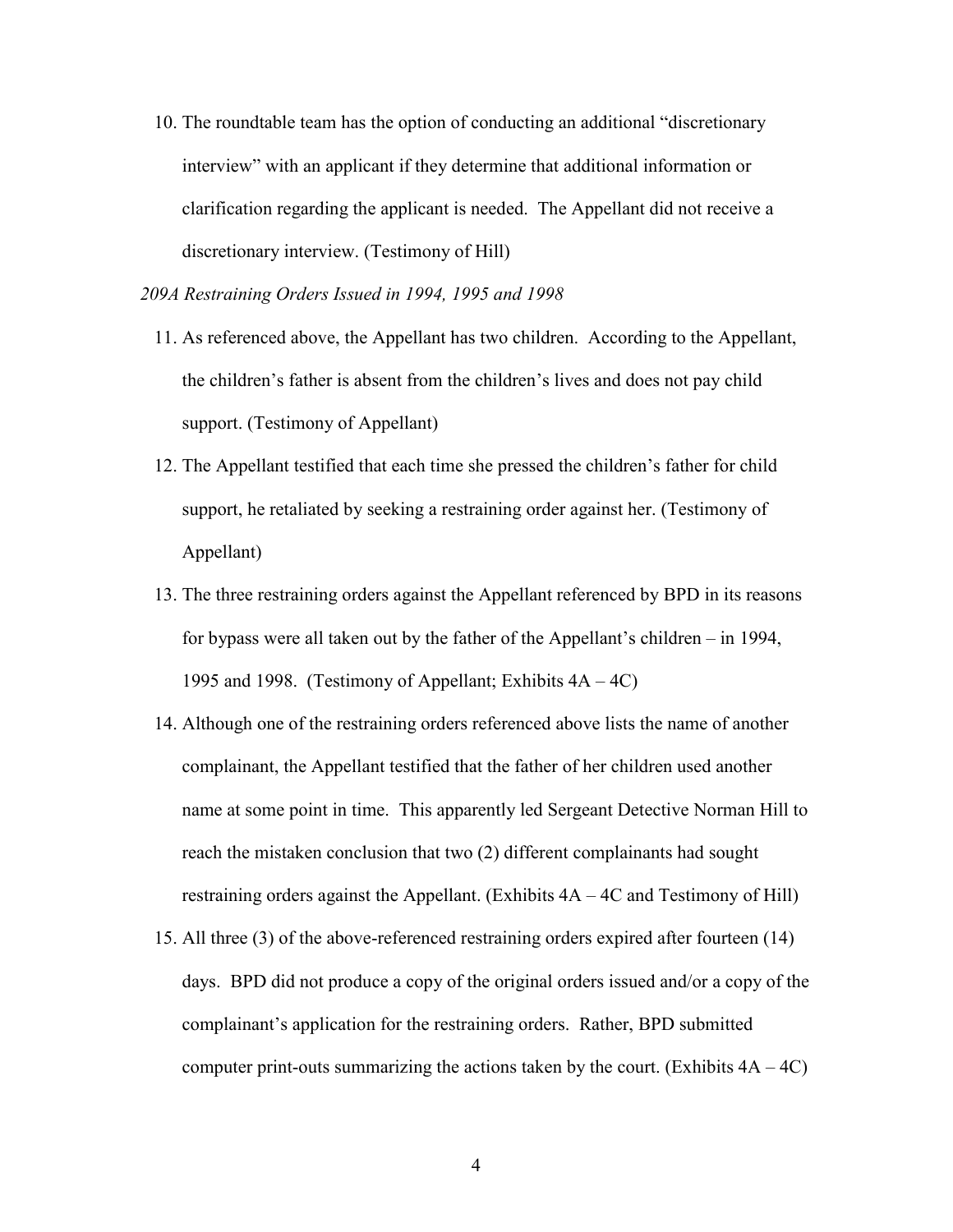10. The roundtable team has the option of conducting an additional "discretionary interview" with an applicant if they determine that additional information or clarification regarding the applicant is needed. The Appellant did not receive a discretionary interview. (Testimony of Hill)

*209A Restraining Orders Issued in 1994, 1995 and 1998*

11. As referenced above, the Appellant has two children. According to the Appellant, the children's father is absent from the children's lives and does not pay child support. (Testimony of Appellant)
12. The Appellant testified that each time she pressed the children's father for child support, he retaliated by seeking a restraining order against her. (Testimony of Appellant)
13. The three restraining orders against the Appellant referenced by BPD in its reasons for bypass were all taken out by the father of the Appellant's children – in 1994, 1995 and 1998. (Testimony of Appellant; Exhibits 4A – 4C)
14. Although one of the restraining orders referenced above lists the name of another complainant, the Appellant testified that the father of her children used another name at some point in time. This apparently led Sergeant Detective Norman Hill to reach the mistaken conclusion that two (2) different complainants had sought restraining orders against the Appellant. (Exhibits 4A – 4C and Testimony of Hill)
15. All three (3) of the above-referenced restraining orders expired after fourteen (14) days. BPD did not produce a copy of the original orders issued and/or a copy of the complainant's application for the restraining orders. Rather, BPD submitted computer print-outs summarizing the actions taken by the court. (Exhibits 4A – 4C)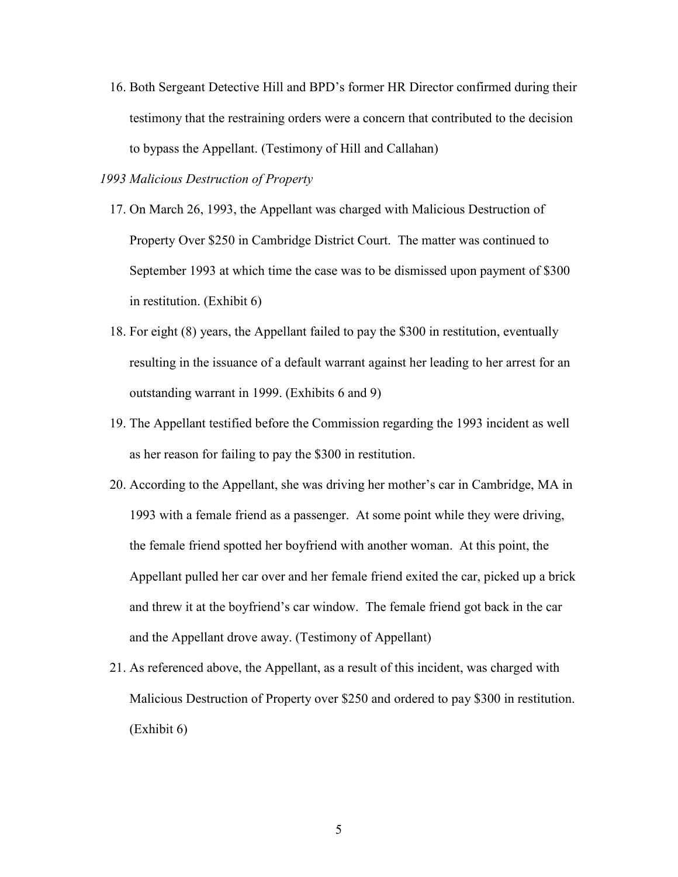16. Both Sergeant Detective Hill and BPD's former HR Director confirmed during their testimony that the restraining orders were a concern that contributed to the decision to bypass the Appellant. (Testimony of Hill and Callahan)

*1993 Malicious Destruction of Property*

17. On March 26, 1993, the Appellant was charged with Malicious Destruction of Property Over $250 in Cambridge District Court. The matter was continued to September 1993 at which time the case was to be dismissed upon payment of $300 in restitution. (Exhibit 6)

18. For eight (8) years, the Appellant failed to pay the $300 in restitution, eventually resulting in the issuance of a default warrant against her leading to her arrest for an outstanding warrant in 1999. (Exhibits 6 and 9)

19. The Appellant testified before the Commission regarding the 1993 incident as well as her reason for failing to pay the $300 in restitution.

20. According to the Appellant, she was driving her mother's car in Cambridge, MA in 1993 with a female friend as a passenger. At some point while they were driving, the female friend spotted her boyfriend with another woman. At this point, the Appellant pulled her car over and her female friend exited the car, picked up a brick and threw it at the boyfriend's car window. The female friend got back in the car and the Appellant drove away. (Testimony of Appellant)

21. As referenced above, the Appellant, as a result of this incident, was charged with Malicious Destruction of Property over $250 and ordered to pay $300 in restitution. (Exhibit 6)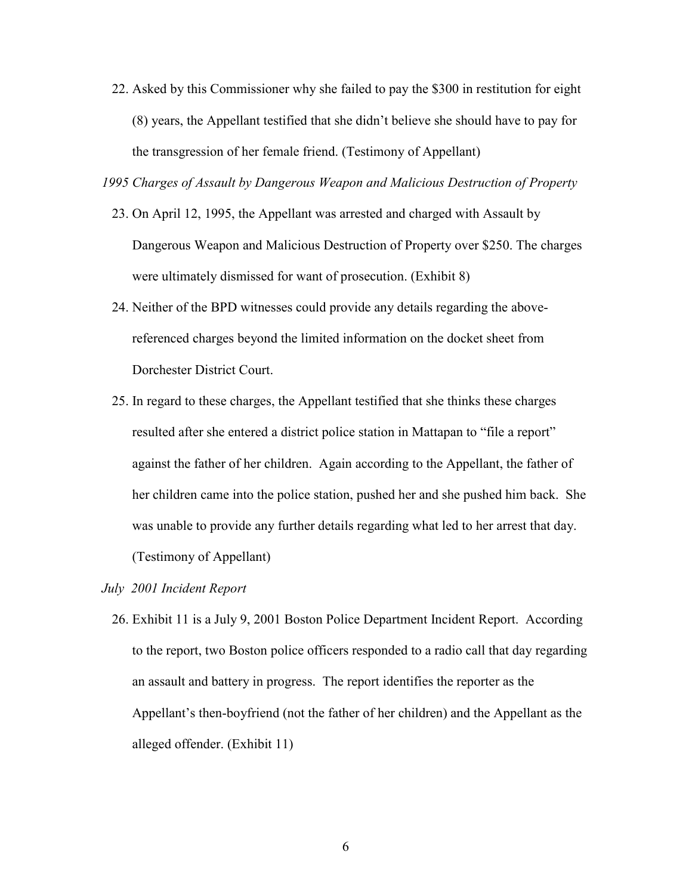22. Asked by this Commissioner why she failed to pay the $300 in restitution for eight (8) years, the Appellant testified that she didn't believe she should have to pay for the transgression of her female friend. (Testimony of Appellant)

*1995 Charges of Assault by Dangerous Weapon and Malicious Destruction of Property*

23. On April 12, 1995, the Appellant was arrested and charged with Assault by Dangerous Weapon and Malicious Destruction of Property over $250. The charges were ultimately dismissed for want of prosecution. (Exhibit 8)

24. Neither of the BPD witnesses could provide any details regarding the above-referenced charges beyond the limited information on the docket sheet from Dorchester District Court.

25. In regard to these charges, the Appellant testified that she thinks these charges resulted after she entered a district police station in Mattapan to "file a report" against the father of her children. Again according to the Appellant, the father of her children came into the police station, pushed her and she pushed him back. She was unable to provide any further details regarding what led to her arrest that day. (Testimony of Appellant)

*July 2001 Incident Report*

26. Exhibit 11 is a July 9, 2001 Boston Police Department Incident Report. According to the report, two Boston police officers responded to a radio call that day regarding an assault and battery in progress. The report identifies the reporter as the Appellant's then-boyfriend (not the father of her children) and the Appellant as the alleged offender. (Exhibit 11)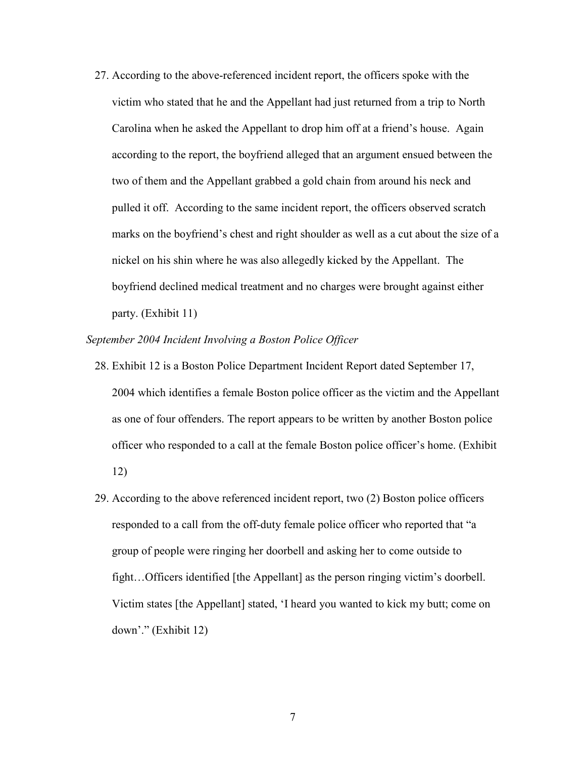27. According to the above-referenced incident report, the officers spoke with the victim who stated that he and the Appellant had just returned from a trip to North Carolina when he asked the Appellant to drop him off at a friend's house. Again according to the report, the boyfriend alleged that an argument ensued between the two of them and the Appellant grabbed a gold chain from around his neck and pulled it off. According to the same incident report, the officers observed scratch marks on the boyfriend's chest and right shoulder as well as a cut about the size of a nickel on his shin where he was also allegedly kicked by the Appellant. The boyfriend declined medical treatment and no charges were brought against either party. (Exhibit 11)

*September 2004 Incident Involving a Boston Police Officer*

28. Exhibit 12 is a Boston Police Department Incident Report dated September 17, 2004 which identifies a female Boston police officer as the victim and the Appellant as one of four offenders. The report appears to be written by another Boston police officer who responded to a call at the female Boston police officer's home. (Exhibit 12)

29. According to the above referenced incident report, two (2) Boston police officers responded to a call from the off-duty female police officer who reported that "a group of people were ringing her doorbell and asking her to come outside to fight…Officers identified [the Appellant] as the person ringing victim's doorbell. Victim states [the Appellant] stated, 'I heard you wanted to kick my butt; come on down'." (Exhibit 12)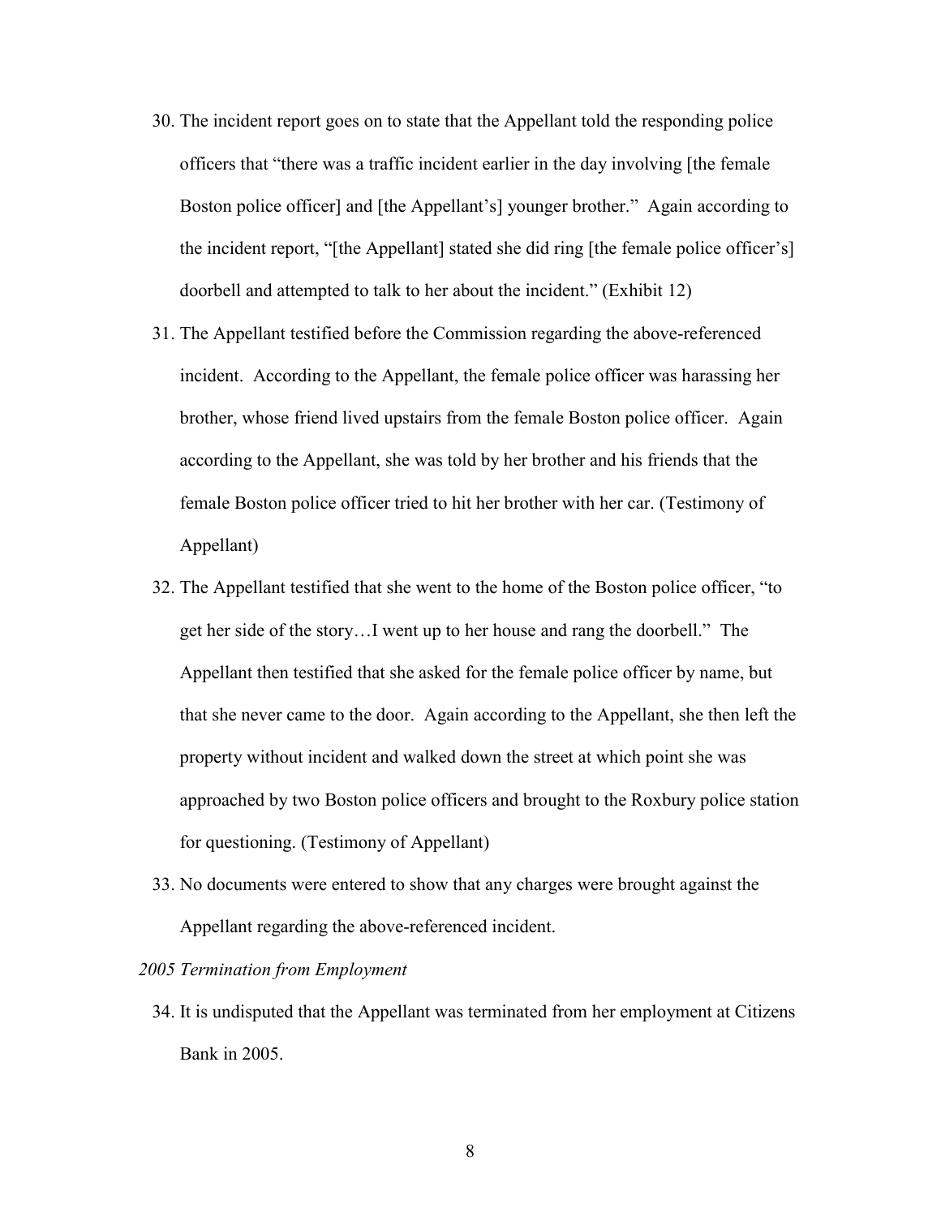30. The incident report goes on to state that the Appellant told the responding police officers that "there was a traffic incident earlier in the day involving [the female Boston police officer] and [the Appellant's] younger brother." Again according to the incident report, "[the Appellant] stated she did ring [the female police officer's] doorbell and attempted to talk to her about the incident." (Exhibit 12)

31. The Appellant testified before the Commission regarding the above-referenced incident. According to the Appellant, the female police officer was harassing her brother, whose friend lived upstairs from the female Boston police officer. Again according to the Appellant, she was told by her brother and his friends that the female Boston police officer tried to hit her brother with her car. (Testimony of Appellant)

32. The Appellant testified that she went to the home of the Boston police officer, "to get her side of the story…I went up to her house and rang the doorbell." The Appellant then testified that she asked for the female police officer by name, but that she never came to the door. Again according to the Appellant, she then left the property without incident and walked down the street at which point she was approached by two Boston police officers and brought to the Roxbury police station for questioning. (Testimony of Appellant)

33. No documents were entered to show that any charges were brought against the Appellant regarding the above-referenced incident.

*2005 Termination from Employment*

34. It is undisputed that the Appellant was terminated from her employment at Citizens Bank in 2005.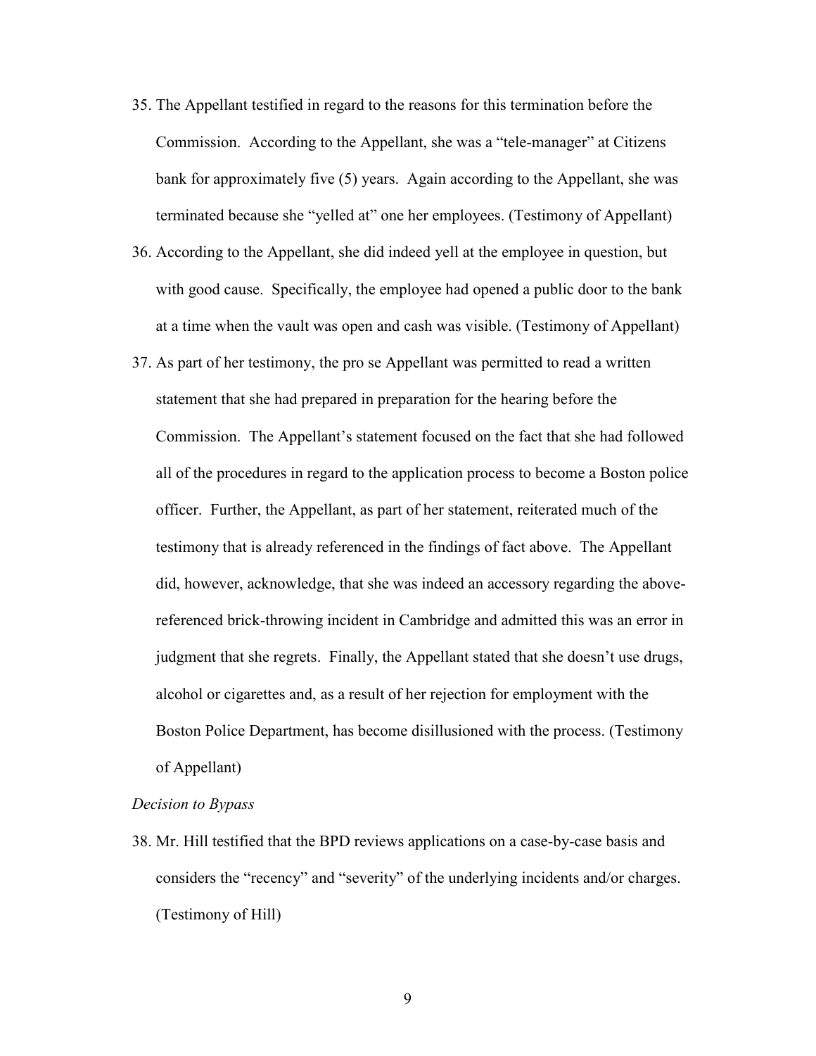35. The Appellant testified in regard to the reasons for this termination before the Commission. According to the Appellant, she was a "tele-manager" at Citizens bank for approximately five (5) years. Again according to the Appellant, she was terminated because she "yelled at" one her employees. (Testimony of Appellant)

36. According to the Appellant, she did indeed yell at the employee in question, but with good cause. Specifically, the employee had opened a public door to the bank at a time when the vault was open and cash was visible. (Testimony of Appellant)

37. As part of her testimony, the pro se Appellant was permitted to read a written statement that she had prepared in preparation for the hearing before the Commission. The Appellant's statement focused on the fact that she had followed all of the procedures in regard to the application process to become a Boston police officer. Further, the Appellant, as part of her statement, reiterated much of the testimony that is already referenced in the findings of fact above. The Appellant did, however, acknowledge, that she was indeed an accessory regarding the above-referenced brick-throwing incident in Cambridge and admitted this was an error in judgment that she regrets. Finally, the Appellant stated that she doesn't use drugs, alcohol or cigarettes and, as a result of her rejection for employment with the Boston Police Department, has become disillusioned with the process. (Testimony of Appellant)

*Decision to Bypass*

38. Mr. Hill testified that the BPD reviews applications on a case-by-case basis and considers the "recency" and "severity" of the underlying incidents and/or charges. (Testimony of Hill)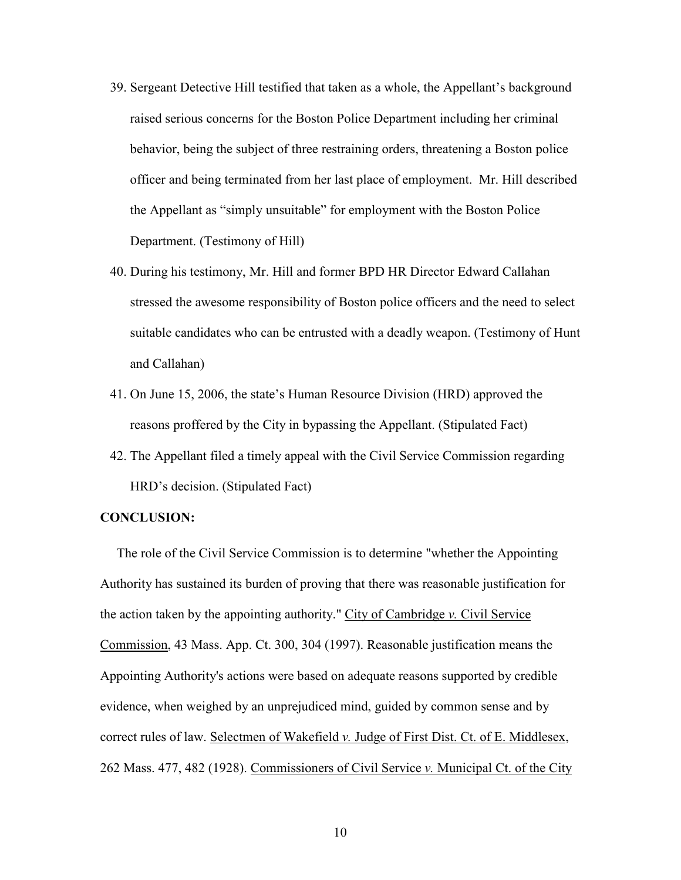39. Sergeant Detective Hill testified that taken as a whole, the Appellant's background raised serious concerns for the Boston Police Department including her criminal behavior, being the subject of three restraining orders, threatening a Boston police officer and being terminated from her last place of employment. Mr. Hill described the Appellant as "simply unsuitable" for employment with the Boston Police Department. (Testimony of Hill)

40. During his testimony, Mr. Hill and former BPD HR Director Edward Callahan stressed the awesome responsibility of Boston police officers and the need to select suitable candidates who can be entrusted with a deadly weapon. (Testimony of Hunt and Callahan)

41. On June 15, 2006, the state's Human Resource Division (HRD) approved the reasons proffered by the City in bypassing the Appellant. (Stipulated Fact)

42. The Appellant filed a timely appeal with the Civil Service Commission regarding HRD's decision. (Stipulated Fact)

**CONCLUSION:**

The role of the Civil Service Commission is to determine "whether the Appointing Authority has sustained its burden of proving that there was reasonable justification for the action taken by the appointing authority." City of Cambridge *v.* Civil Service Commission, 43 Mass. App. Ct. 300, 304 (1997). Reasonable justification means the Appointing Authority's actions were based on adequate reasons supported by credible evidence, when weighed by an unprejudiced mind, guided by common sense and by correct rules of law. Selectmen of Wakefield *v.* Judge of First Dist. Ct. of E. Middlesex, 262 Mass. 477, 482 (1928). Commissioners of Civil Service *v.* Municipal Ct. of the City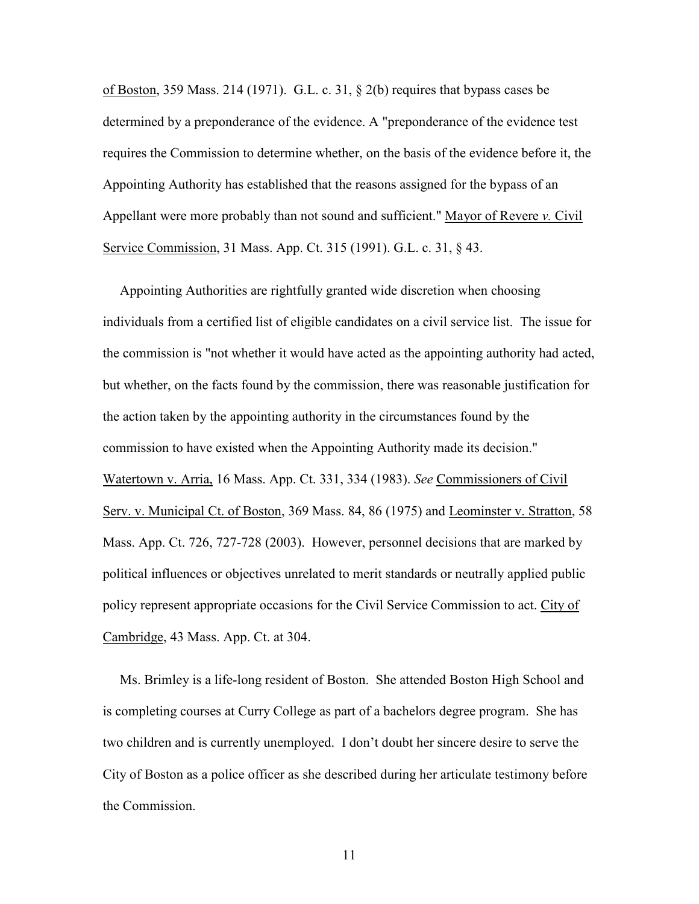of Boston, 359 Mass. 214 (1971). G.L. c. 31, § 2(b) requires that bypass cases be determined by a preponderance of the evidence. A "preponderance of the evidence test requires the Commission to determine whether, on the basis of the evidence before it, the Appointing Authority has established that the reasons assigned for the bypass of an Appellant were more probably than not sound and sufficient." Mayor of Revere *v.* Civil Service Commission, 31 Mass. App. Ct. 315 (1991). G.L. c. 31, § 43.

Appointing Authorities are rightfully granted wide discretion when choosing individuals from a certified list of eligible candidates on a civil service list. The issue for the commission is "not whether it would have acted as the appointing authority had acted, but whether, on the facts found by the commission, there was reasonable justification for the action taken by the appointing authority in the circumstances found by the commission to have existed when the Appointing Authority made its decision." Watertown v. Arria, 16 Mass. App. Ct. 331, 334 (1983). *See* Commissioners of Civil Serv. v. Municipal Ct. of Boston, 369 Mass. 84, 86 (1975) and Leominster v. Stratton, 58 Mass. App. Ct. 726, 727-728 (2003). However, personnel decisions that are marked by political influences or objectives unrelated to merit standards or neutrally applied public policy represent appropriate occasions for the Civil Service Commission to act. City of Cambridge, 43 Mass. App. Ct. at 304.

Ms. Brimley is a life-long resident of Boston. She attended Boston High School and is completing courses at Curry College as part of a bachelors degree program. She has two children and is currently unemployed. I don't doubt her sincere desire to serve the City of Boston as a police officer as she described during her articulate testimony before the Commission.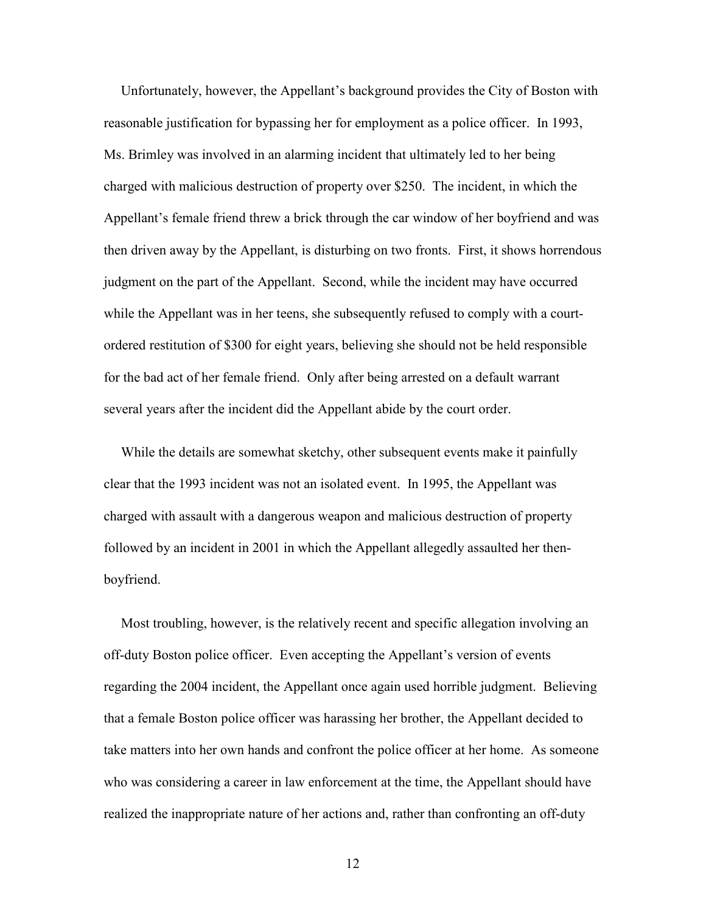Unfortunately, however, the Appellant's background provides the City of Boston with reasonable justification for bypassing her for employment as a police officer. In 1993, Ms. Brimley was involved in an alarming incident that ultimately led to her being charged with malicious destruction of property over $250. The incident, in which the Appellant's female friend threw a brick through the car window of her boyfriend and was then driven away by the Appellant, is disturbing on two fronts. First, it shows horrendous judgment on the part of the Appellant. Second, while the incident may have occurred while the Appellant was in her teens, she subsequently refused to comply with a court-ordered restitution of $300 for eight years, believing she should not be held responsible for the bad act of her female friend. Only after being arrested on a default warrant several years after the incident did the Appellant abide by the court order.

While the details are somewhat sketchy, other subsequent events make it painfully clear that the 1993 incident was not an isolated event. In 1995, the Appellant was charged with assault with a dangerous weapon and malicious destruction of property followed by an incident in 2001 in which the Appellant allegedly assaulted her then-boyfriend.

Most troubling, however, is the relatively recent and specific allegation involving an off-duty Boston police officer. Even accepting the Appellant's version of events regarding the 2004 incident, the Appellant once again used horrible judgment. Believing that a female Boston police officer was harassing her brother, the Appellant decided to take matters into her own hands and confront the police officer at her home. As someone who was considering a career in law enforcement at the time, the Appellant should have realized the inappropriate nature of her actions and, rather than confronting an off-duty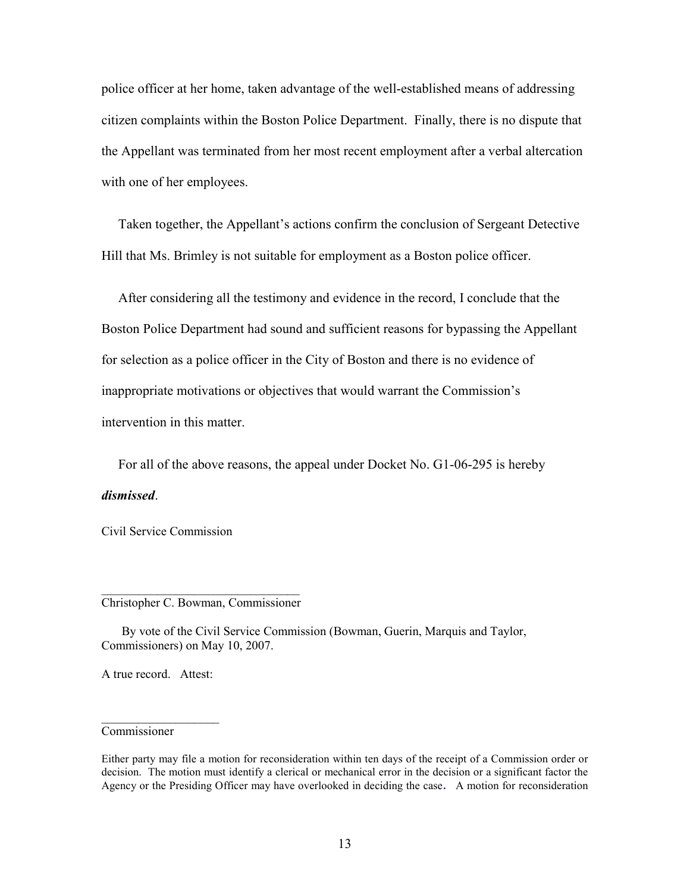police officer at her home, taken advantage of the well-established means of addressing citizen complaints within the Boston Police Department. Finally, there is no dispute that the Appellant was terminated from her most recent employment after a verbal altercation with one of her employees.

Taken together, the Appellant's actions confirm the conclusion of Sergeant Detective Hill that Ms. Brimley is not suitable for employment as a Boston police officer.

After considering all the testimony and evidence in the record, I conclude that the Boston Police Department had sound and sufficient reasons for bypassing the Appellant for selection as a police officer in the City of Boston and there is no evidence of inappropriate motivations or objectives that would warrant the Commission's intervention in this matter.

For all of the above reasons, the appeal under Docket No. G1-06-295 is hereby ***dismissed***.

Civil Service Commission

\_\_\_\_\_\_\_\_\_\_\_\_\_\_\_\_\_\_\_\_\_\_\_\_\_\_\_\_\_\_\_\_

Christopher C. Bowman, Commissioner

By vote of the Civil Service Commission (Bowman, Guerin, Marquis and Taylor, Commissioners) on May 10, 2007.

A true record. Attest:

\_\_\_\_\_\_\_\_\_\_\_\_\_\_\_\_\_\_\_\_

Commissioner

Either party may file a motion for reconsideration within ten days of the receipt of a Commission order or decision. The motion must identify a clerical or mechanical error in the decision or a significant factor the Agency or the Presiding Officer may have overlooked in deciding the case. A motion for reconsideration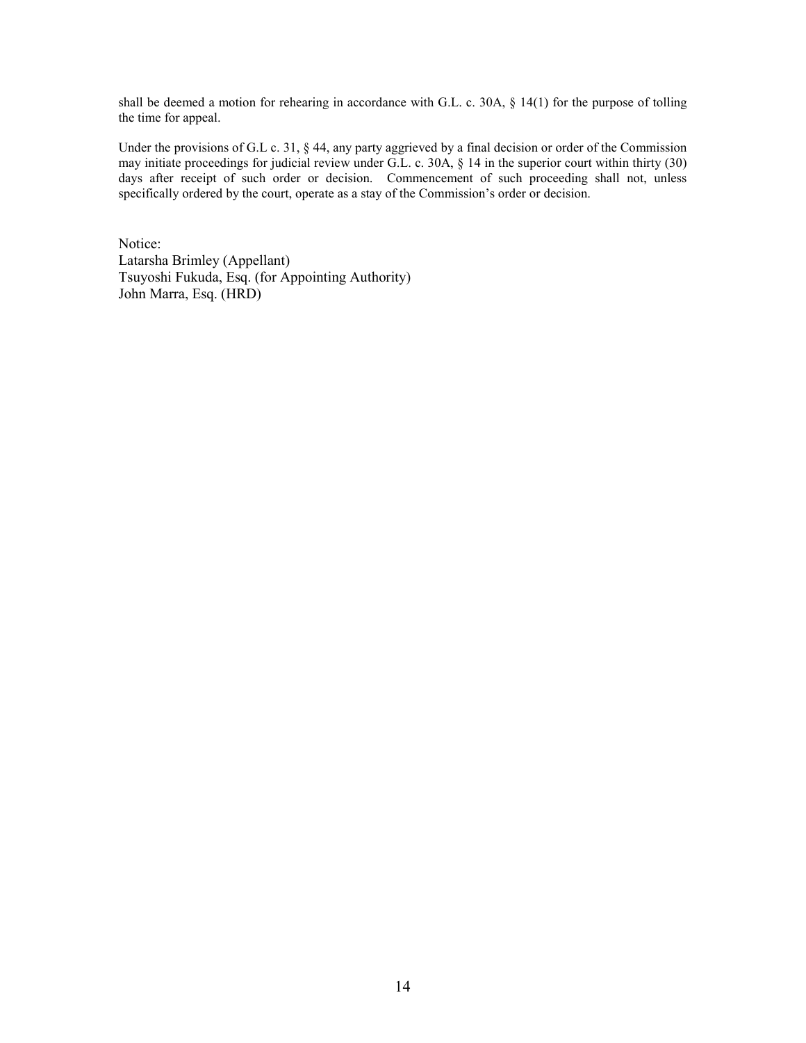shall be deemed a motion for rehearing in accordance with G.L. c. 30A, § 14(1) for the purpose of tolling the time for appeal.

Under the provisions of G.L c. 31, § 44, any party aggrieved by a final decision or order of the Commission may initiate proceedings for judicial review under G.L. c. 30A, § 14 in the superior court within thirty (30) days after receipt of such order or decision. Commencement of such proceeding shall not, unless specifically ordered by the court, operate as a stay of the Commission's order or decision.

Notice:
Latarsha Brimley (Appellant)
Tsuyoshi Fukuda, Esq. (for Appointing Authority)
John Marra, Esq. (HRD)